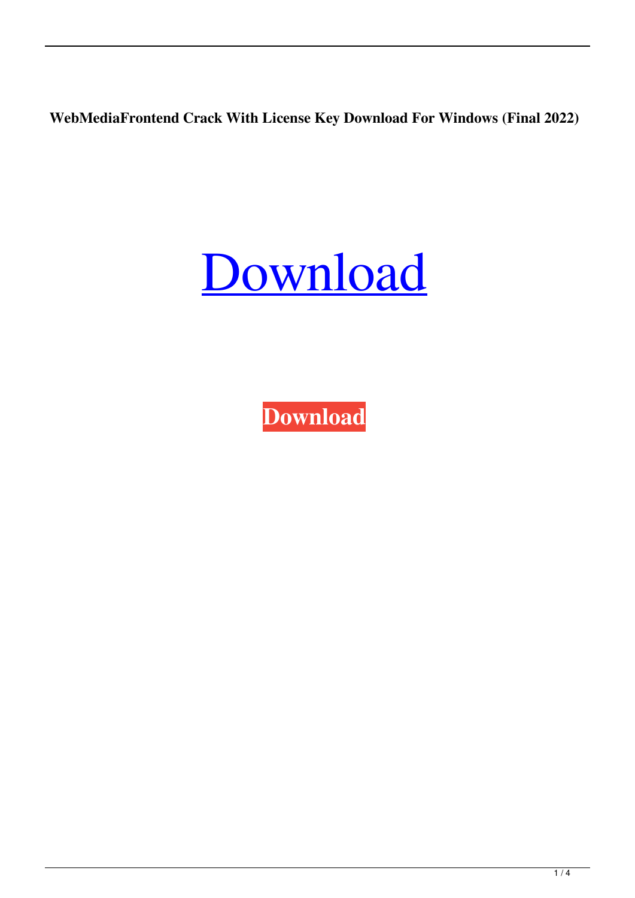**WebMediaFrontend Crack With License Key Download For Windows (Final 2022)**

Download

**Download**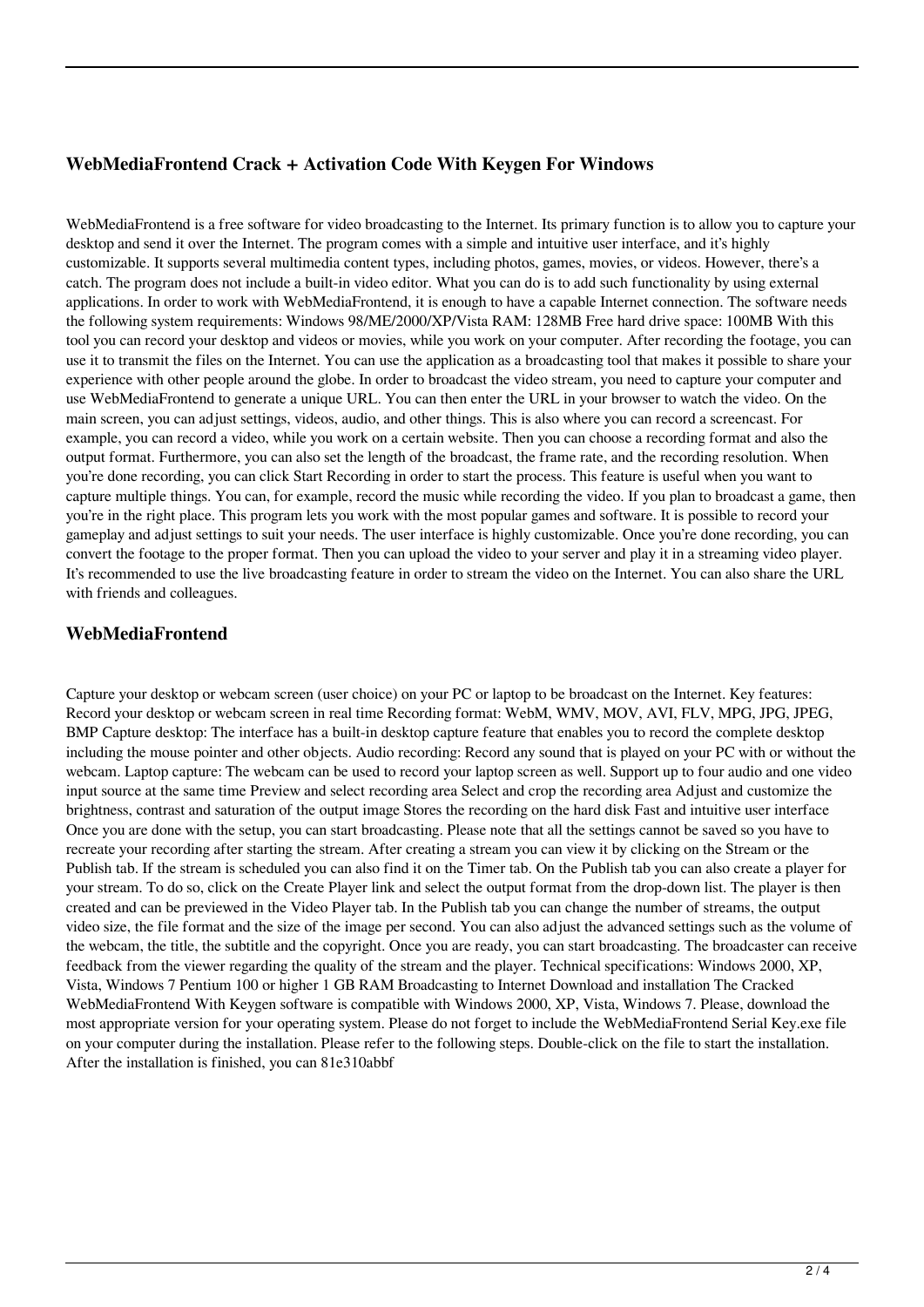## WebMediaFrontend Crack + Activation Code With Keygen For Windows

WebMediaFrontend is a free software for video broadcasting to the Internet. Its primary function is to allow you to capture your desktop and send it over the Internet. The program comes with a simple and intuitive user interface, and it's highly customizable. It supports several multimedia content types, including photos, games, movies, or videos. However, there's a catch. The program does not include a built-in video editor. What you can do is to add such functionality by using external applications. In order to work with WebMediaFrontend, it is enough to have a capable Internet connection. The software needs the following system requirements: Windows 98/ME/2000/XP/Vista RAM: 128MB Free hard drive space: 100MB With this tool you can record your desktop and videos or movies, while you work on your computer. After recording the footage, you can use it to transmit the files on the Internet. You can use the application as a broadcasting tool that makes it possible to share your experience with other people around the globe. In order to broadcast the video stream, you need to capture your computer and use WebMediaFrontend to generate a unique URL. You can then enter the URL in your browser to watch the video. On the main screen, you can adjust settings, videos, audio, and other things. This is also where you can record a screencast. For example, you can record a video, while you work on a certain website. Then you can choose a recording format and also the output format. Furthermore, you can also set the length of the broadcast, the frame rate, and the recording resolution. When you're done recording, you can click Start Recording in order to start the process. This feature is useful when you want to capture multiple things. You can, for example, record the music while recording the video. If you plan to broadcast a game, then you're in the right place. This program lets you work with the most popular games and software. It is possible to record your gameplay and adjust settings to suit your needs. The user interface is highly customizable. Once you're done recording, you can convert the footage to the proper format. Then you can upload the video to your server and play it in a streaming video player. It's recommended to use the live broadcasting feature in order to stream the video on the Internet. You can also share the URL with friends and colleagues.

## WebMediaFrontend

Capture your desktop or webcam screen (user choice) on your PC or laptop to be broadcast on the Internet. Key features: Record your desktop or webcam screen in real time Recording format: WebM, WMV, MOV, AVI, FLV, MPG, JPG, JPEG, BMP Capture desktop: The interface has a built-in desktop capture feature that enables you to record the complete desktop including the mouse pointer and other objects. Audio recording: Record any sound that is played on your PC with or without the webcam. Laptop capture: The webcam can be used to record your laptop screen as well. Support up to four audio and one video input source at the same time Preview and select recording area Select and crop the recording area Adjust and customize the brightness, contrast and saturation of the output image Stores the recording on the hard disk Fast and intuitive user interface Once you are done with the setup, you can start broadcasting. Please note that all the settings cannot be saved so you have to recreate your recording after starting the stream. After creating a stream you can view it by clicking on the Stream or the Publish tab. If the stream is scheduled you can also find it on the Timer tab. On the Publish tab you can also create a player for your stream. To do so, click on the Create Player link and select the output format from the drop-down list. The player is then created and can be previewed in the Video Player tab. In the Publish tab you can change the number of streams, the output video size, the file format and the size of the image per second. You can also adjust the advanced settings such as the volume of the webcam, the title, the subtitle and the copyright. Once you are ready, you can start broadcasting. The broadcaster can receive feedback from the viewer regarding the quality of the stream and the player. Technical specifications: Windows 2000, XP, Vista, Windows 7 Pentium 100 or higher 1 GB RAM Broadcasting to Internet Download and installation The Cracked WebMediaFrontend With Keygen software is compatible with Windows 2000, XP, Vista, Windows 7. Please, download the most appropriate version for your operating system. Please do not forget to include the WebMediaFrontend Serial Key.exe file on your computer during the installation. Please refer to the following steps. Double-click on the file to start the installation. After the installation is finished, you can 81e310abbf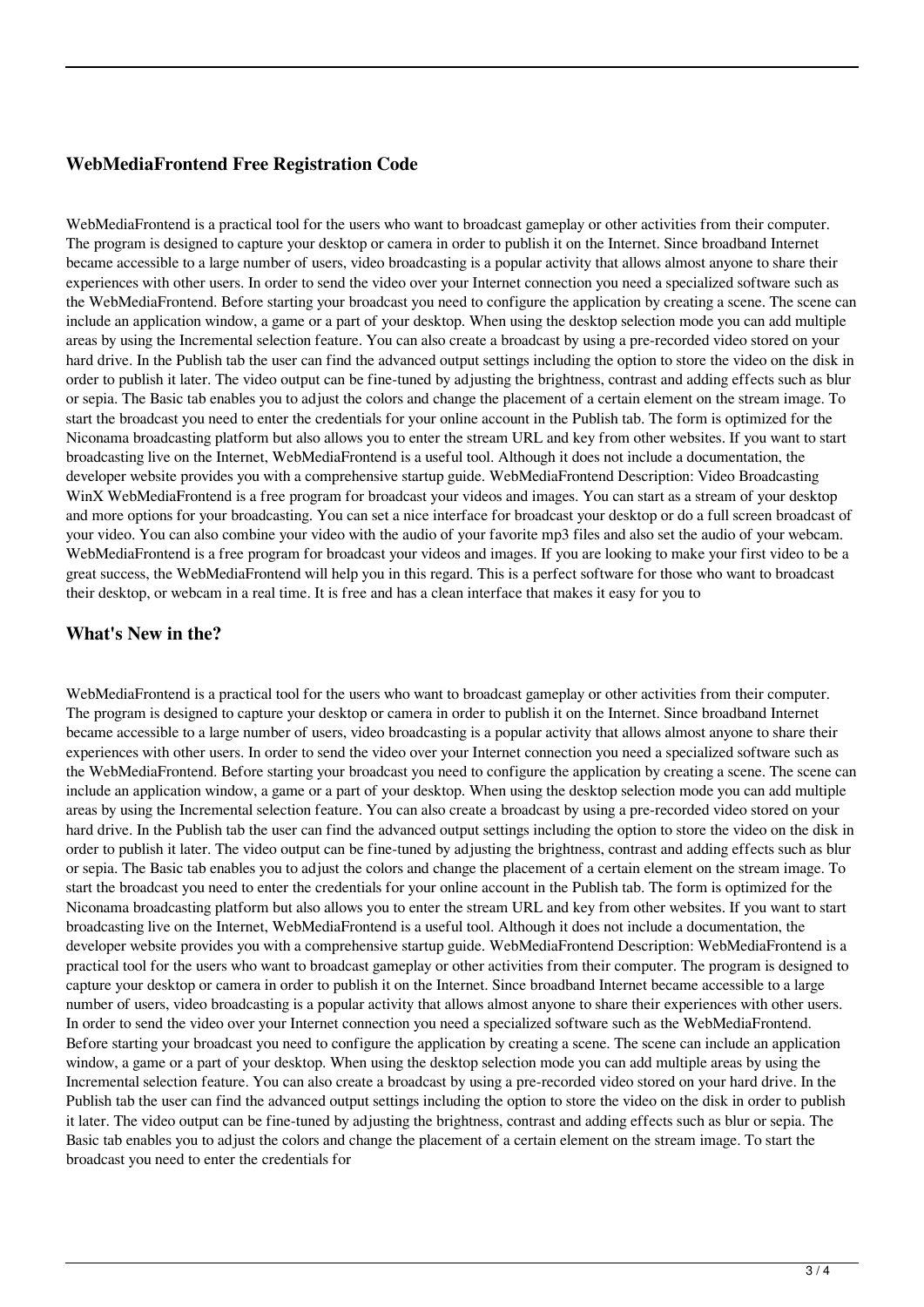## WebMediaFrontend Free Registration Code

WebMediaFrontend is a practical tool for the users who want to broadcast gameplay or other activities from their computer. The program is designed to capture your desktop or camera in order to publish it on the Internet. Since broadband Internet became accessible to a large number of users, video broadcasting is a popular activity that allows almost anyone to share their experiences with other users. In order to send the video over your Internet connection you need a specialized software such as the WebMediaFrontend. Before starting your broadcast you need to configure the application by creating a scene. The scene can include an application window, a game or a part of your desktop. When using the desktop selection mode you can add multiple areas by using the Incremental selection feature. You can also create a broadcast by using a pre-recorded video stored on your hard drive. In the Publish tab the user can find the advanced output settings including the option to store the video on the disk in order to publish it later. The video output can be fine-tuned by adjusting the brightness, contrast and adding effects such as blur or sepia. The Basic tab enables you to adjust the colors and change the placement of a certain element on the stream image. To start the broadcast you need to enter the credentials for your online account in the Publish tab. The form is optimized for the Niconama broadcasting platform but also allows you to enter the stream URL and key from other websites. If you want to start broadcasting live on the Internet, WebMediaFrontend is a useful tool. Although it does not include a documentation, the developer website provides you with a comprehensive startup guide. WebMediaFrontend Description: Video Broadcasting WinX WebMediaFrontend is a free program for broadcast your videos and images. You can start as a stream of your desktop and more options for your broadcasting. You can set a nice interface for broadcast your desktop or do a full screen broadcast of your video. You can also combine your video with the audio of your favorite mp3 files and also set the audio of your webcam. WebMediaFrontend is a free program for broadcast your videos and images. If you are looking to make your first video to be a great success, the WebMediaFrontend will help you in this regard. This is a perfect software for those who want to broadcast their desktop, or webcam in a real time. It is free and has a clean interface that makes it easy for you to

## What's New in the?

WebMediaFrontend is a practical tool for the users who want to broadcast gameplay or other activities from their computer. The program is designed to capture your desktop or camera in order to publish it on the Internet. Since broadband Internet became accessible to a large number of users, video broadcasting is a popular activity that allows almost anyone to share their experiences with other users. In order to send the video over your Internet connection you need a specialized software such as the WebMediaFrontend. Before starting your broadcast you need to configure the application by creating a scene. The scene can include an application window, a game or a part of your desktop. When using the desktop selection mode you can add multiple areas by using the Incremental selection feature. You can also create a broadcast by using a pre-recorded video stored on your hard drive. In the Publish tab the user can find the advanced output settings including the option to store the video on the disk in order to publish it later. The video output can be fine-tuned by adjusting the brightness, contrast and adding effects such as blur or sepia. The Basic tab enables you to adjust the colors and change the placement of a certain element on the stream image. To start the broadcast you need to enter the credentials for your online account in the Publish tab. The form is optimized for the Niconama broadcasting platform but also allows you to enter the stream URL and key from other websites. If you want to start broadcasting live on the Internet, WebMediaFrontend is a useful tool. Although it does not include a documentation, the developer website provides you with a comprehensive startup guide. WebMediaFrontend Description: WebMediaFrontend is a practical tool for the users who want to broadcast gameplay or other activities from their computer. The program is designed to capture your desktop or camera in order to publish it on the Internet. Since broadband Internet became accessible to a large number of users, video broadcasting is a popular activity that allows almost anyone to share their experiences with other users. In order to send the video over your Internet connection you need a specialized software such as the WebMediaFrontend. Before starting your broadcast you need to configure the application by creating a scene. The scene can include an application window, a game or a part of your desktop. When using the desktop selection mode you can add multiple areas by using the Incremental selection feature. You can also create a broadcast by using a pre-recorded video stored on your hard drive. In the Publish tab the user can find the advanced output settings including the option to store the video on the disk in order to publish it later. The video output can be fine-tuned by adjusting the brightness, contrast and adding effects such as blur or sepia. The Basic tab enables you to adjust the colors and change the placement of a certain element on the stream image. To start the broadcast you need to enter the credentials for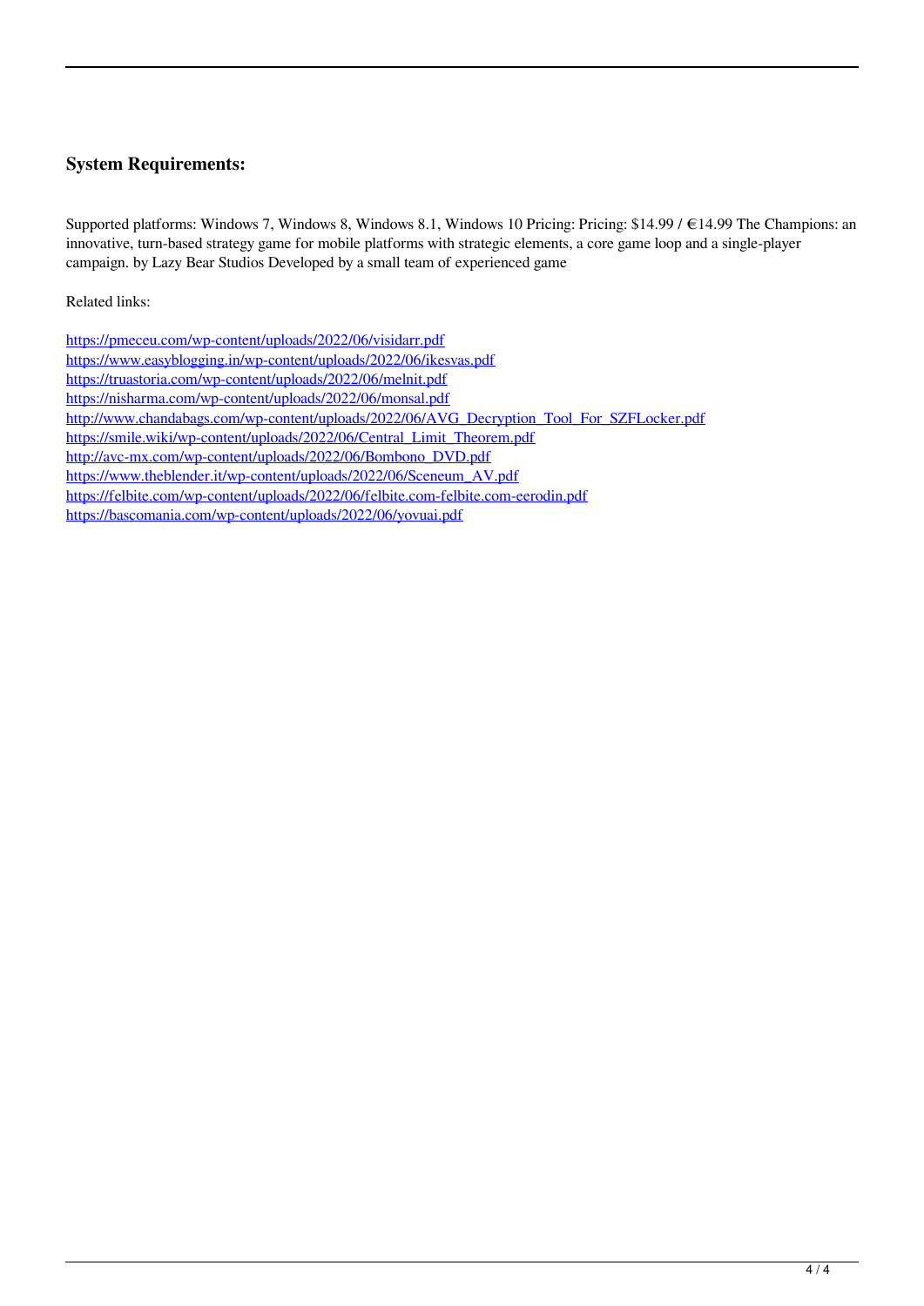### System Requirements:

Supported platforms: Windows 7, Windows 8, Windows 8.1, Windows 10 Pricing: Pricing: $14.99 / €14.99 The Champions: an innovative, turn-based strategy game for mobile platforms with strategic elements, a core game loop and a single-player campaign. by Lazy Bear Studios Developed by a small team of experienced game

Related links:

https://pmeceu.com/wp-content/uploads/2022/06/visidarr.pdf
https://www.easyblogging.in/wp-content/uploads/2022/06/ikesvas.pdf
https://truastoria.com/wp-content/uploads/2022/06/melnit.pdf
https://nisharma.com/wp-content/uploads/2022/06/monsal.pdf
http://www.chandabags.com/wp-content/uploads/2022/06/AVG_Decryption_Tool_For_SZFLocker.pdf
https://smile.wiki/wp-content/uploads/2022/06/Central_Limit_Theorem.pdf
http://avc-mx.com/wp-content/uploads/2022/06/Bombono_DVD.pdf
https://www.theblender.it/wp-content/uploads/2022/06/Sceneum_AV.pdf
https://felbite.com/wp-content/uploads/2022/06/felbite.com-felbite.com-eerodin.pdf
https://bascomania.com/wp-content/uploads/2022/06/yovuai.pdf